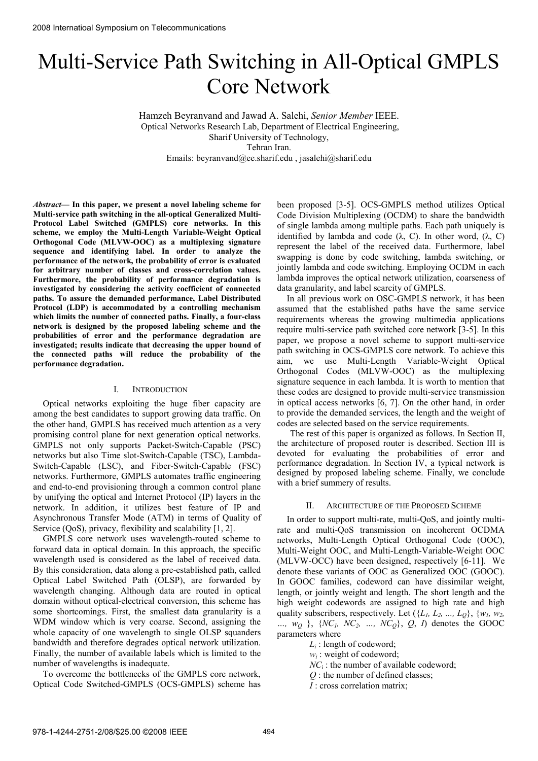# Multi-Service Path Switching in All-Optical GMPLS Core Network

Hamzeh Beyranvand and Jawad A. Salehi, *Senior Member* IEEE.
Optical Networks Research Lab, Department of Electrical Engineering,
Sharif University of Technology,
Tehran Iran.
Emails: beyranvand@ee.sharif.edu , jasalehi@sharif.edu

***Abstract*— In this paper, we present a novel labeling scheme for Multi-service path switching in the all-optical Generalized Multi-Protocol Label Switched (GMPLS) core networks. In this scheme, we employ the Multi-Length Variable-Weight Optical Orthogonal Code (MLVW-OOC) as a multiplexing signature sequence and identifying label. In order to analyze the performance of the network, the probability of error is evaluated for arbitrary number of classes and cross-correlation values. Furthermore, the probability of performance degradation is investigated by considering the activity coefficient of connected paths. To assure the demanded performance, Label Distributed Protocol (LDP) is accommodated by a controlling mechanism which limits the number of connected paths. Finally, a four-class network is designed by the proposed labeling scheme and the probabilities of error and the performance degradation are investigated; results indicate that decreasing the upper bound of the connected paths will reduce the probability of the performance degradation.**

## I. INTRODUCTION

Optical networks exploiting the huge fiber capacity are among the best candidates to support growing data traffic. On the other hand, GMPLS has received much attention as a very promising control plane for next generation optical networks. GMPLS not only supports Packet-Switch-Capable (PSC) networks but also Time slot-Switch-Capable (TSC), Lambda-Switch-Capable (LSC), and Fiber-Switch-Capable (FSC) networks. Furthermore, GMPLS automates traffic engineering and end-to-end provisioning through a common control plane by unifying the optical and Internet Protocol (IP) layers in the network. In addition, it utilizes best feature of IP and Asynchronous Transfer Mode (ATM) in terms of Quality of Service (QoS), privacy, flexibility and scalability [1, 2].

GMPLS core network uses wavelength-routed scheme to forward data in optical domain. In this approach, the specific wavelength used is considered as the label of received data. By this consideration, data along a pre-established path, called Optical Label Switched Path (OLSP), are forwarded by wavelength changing. Although data are routed in optical domain without optical-electrical conversion, this scheme has some shortcomings. First, the smallest data granularity is a WDM window which is very coarse. Second, assigning the whole capacity of one wavelength to single OLSP squanders bandwidth and therefore degrades optical network utilization. Finally, the number of available labels which is limited to the number of wavelengths is inadequate.

To overcome the bottlenecks of the GMPLS core network, Optical Code Switched-GMPLS (OCS-GMPLS) scheme has been proposed [3-5]. OCS-GMPLS method utilizes Optical Code Division Multiplexing (OCDM) to share the bandwidth of single lambda among multiple paths. Each path uniquely is identified by lambda and code ($\lambda$, C). In other word, ($\lambda$, C) represent the label of the received data. Furthermore, label swapping is done by code switching, lambda switching, or jointly lambda and code switching. Employing OCDM in each lambda improves the optical network utilization, coarseness of data granularity, and label scarcity of GMPLS.

In all previous work on OSC-GMPLS network, it has been assumed that the established paths have the same service requirements whereas the growing multimedia applications require multi-service path switched core network [3-5]. In this paper, we propose a novel scheme to support multi-service path switching in OCS-GMPLS core network. To achieve this aim, we use Multi-Length Variable-Weight Optical Orthogonal Codes (MLVW-OOC) as the multiplexing signature sequence in each lambda. It is worth to mention that these codes are designed to provide multi-service transmission in optical access networks [6, 7]. On the other hand, in order to provide the demanded services, the length and the weight of codes are selected based on the service requirements.

The rest of this paper is organized as follows. In Section II, the architecture of proposed router is described. Section III is devoted for evaluating the probabilities of error and performance degradation. In Section IV, a typical network is designed by proposed labeling scheme. Finally, we conclude with a brief summery of results.

## II. ARCHITECTURE OF THE PROPOSED SCHEME

In order to support multi-rate, multi-QoS, and jointly multi-rate and multi-QoS transmission on incoherent OCDMA networks, Multi-Length Optical Orthogonal Code (OOC), Multi-Weight OOC, and Multi-Length-Variable-Weight OOC (MLVW-OCC) have been designed, respectively [6-11]. We denote these variants of OOC as Generalized OOC (GOOC). In GOOC families, codeword can have dissimilar weight, length, or jointly weight and length. The short length and the high weight codewords are assigned to high rate and high quality subscribers, respectively. Let ($\{L_1, L_2, ..., L_Q\}$, $\{w_1, w_2, ..., w_Q\}$, $\{NC_1, NC_2, ..., NC_Q\}$, $Q$, $I$) denotes the GOOC parameters where

- $L_i$ : length of codeword;
- $w_i$ : weight of codeword;
- $NC_i$ : the number of available codeword;
- $Q$ : the number of defined classes;
- $I$ : cross correlation matrix;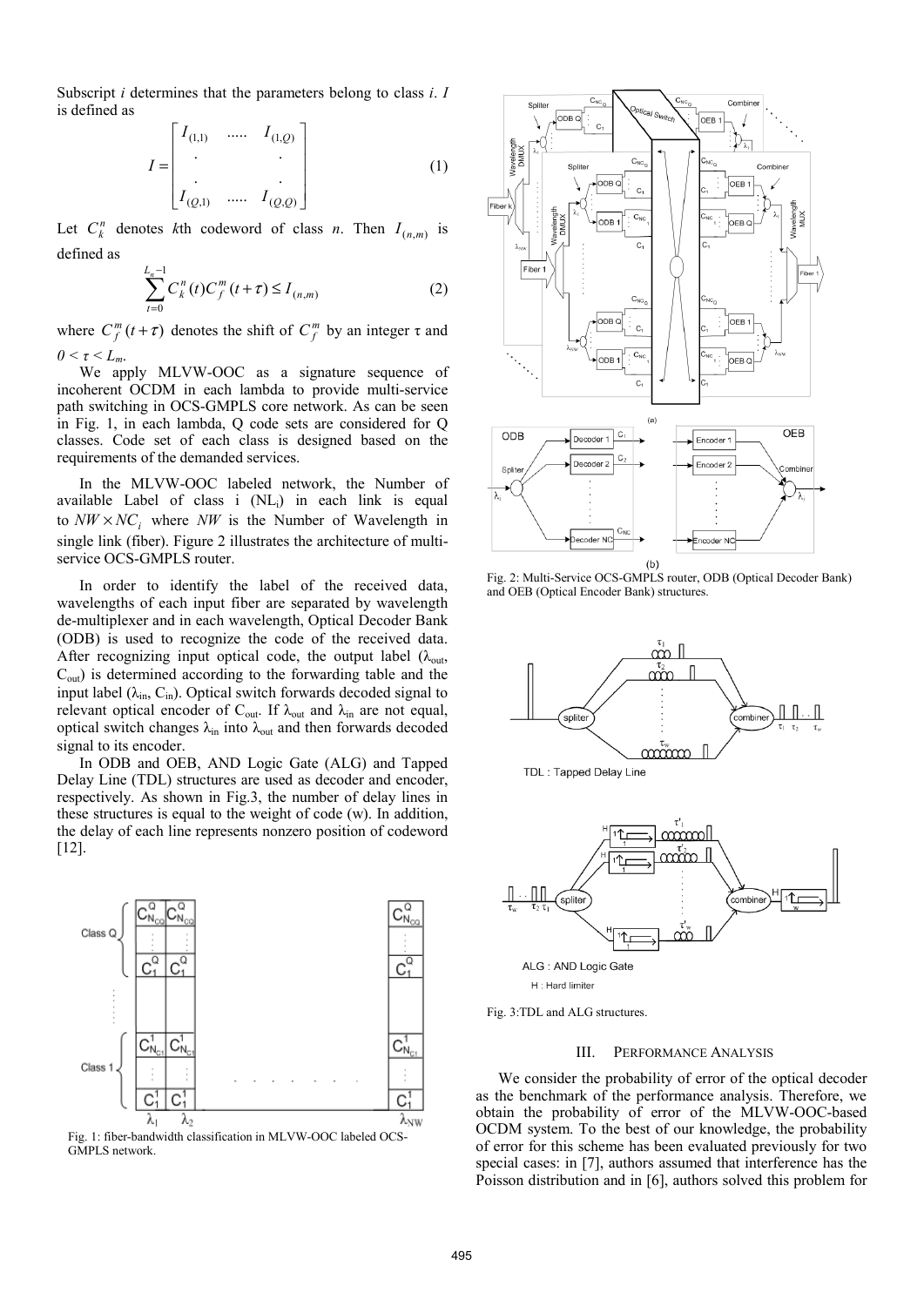Subscript *i* determines that the parameters belong to class *i*. *I* is defined as

$$I = \begin{bmatrix} I_{(1,1)} & \cdots & I_{(1,Q)} \\ \cdot & & \cdot \\ \cdot & & \cdot \\ I_{(Q,1)} & \cdots & I_{(Q,Q)} \end{bmatrix} \quad (1)$$

Let $C_k^n$ denotes *k*th codeword of class *n*. Then $I_{(n,m)}$ is defined as

$$\sum_{t=0}^{L_n - 1} C_k^n(t) C_f^m(t+\tau) \le I_{(n,m)} \quad (2)$$

where $C_f^m(t+\tau)$ denotes the shift of $C_f^m$ by an integer τ and $0 < \tau < L_m$.

We apply MLVW-OOC as a signature sequence of incoherent OCDM in each lambda to provide multi-service path switching in OCS-GMPLS core network. As can be seen in Fig. 1, in each lambda, Q code sets are considered for Q classes. Code set of each class is designed based on the requirements of the demanded services.

In the MLVW-OOC labeled network, the Number of available Label of class i ($NL_i$) in each link is equal to $NW \times NC_i$ where *NW* is the Number of Wavelength in single link (fiber). Figure 2 illustrates the architecture of multi-service OCS-GMPLS router.

In order to identify the label of the received data, wavelengths of each input fiber are separated by wavelength de-multiplexer and in each wavelength, Optical Decoder Bank (ODB) is used to recognize the code of the received data. After recognizing input optical code, the output label ($\lambda_{out}$, $C_{out}$) is determined according to the forwarding table and the input label ($\lambda_{in}$, $C_{in}$). Optical switch forwards decoded signal to relevant optical encoder of $C_{out}$. If $\lambda_{out}$ and $\lambda_{in}$ are not equal, optical switch changes $\lambda_{in}$ into $\lambda_{out}$ and then forwards decoded signal to its encoder.

In ODB and OEB, AND Logic Gate (ALG) and Tapped Delay Line (TDL) structures are used as decoder and encoder, respectively. As shown in Fig.3, the number of delay lines in these structures is equal to the weight of code (w). In addition, the delay of each line represents nonzero position of codeword [12].

Fig. 1: fiber-bandwidth classification in MLVW-OOC labeled OCS-GMPLS network.

Fig. 2: Multi-Service OCS-GMPLS router, ODB (Optical Decoder Bank) and OEB (Optical Encoder Bank) structures.

Fig. 3:TDL and ALG structures.

## III. Performance Analysis

We consider the probability of error of the optical decoder as the benchmark of the performance analysis. Therefore, we obtain the probability of error of the MLVW-OOC-based OCDM system. To the best of our knowledge, the probability of error for this scheme has been evaluated previously for two special cases: in [7], authors assumed that interference has the Poisson distribution and in [6], authors solved this problem for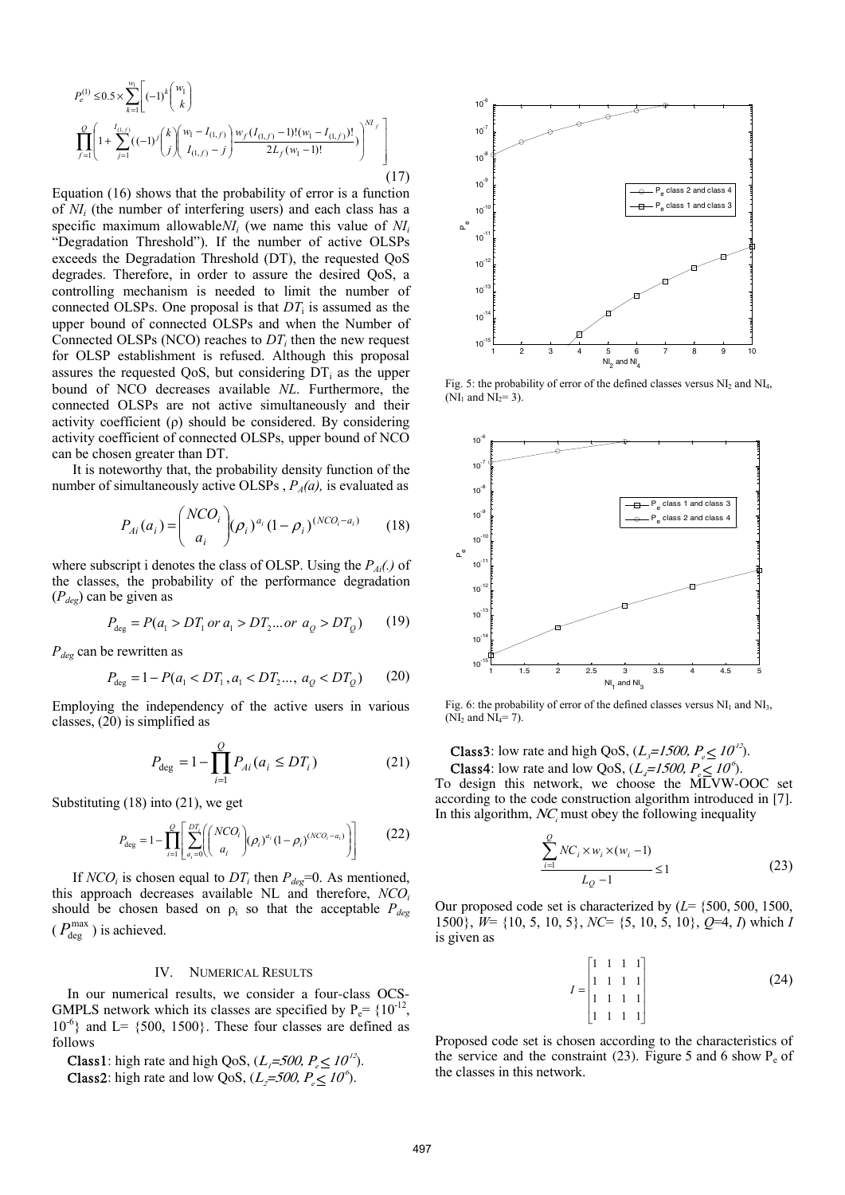$$P_e^{(1)} \leq 0.5 \times \sum_{k=1}^{w_1}\left[(-1)^k \binom{w_1}{k} \prod_{f=1}^{Q}\left(1+\sum_{j=1}^{I_{(1,f)}}((-1)^j \binom{k}{j}\binom{w_1-I_{(1,f)}}{I_{(1,f)}-j}\frac{w_f(I_{(1,f)}-1)!(w_1-I_{(1,f)})!}{2L_f(w_1-1)!})\right)^{NI_f}\right] \quad (17)$$

Equation (16) shows that the probability of error is a function of $NI_i$ (the number of interfering users) and each class has a specific maximum allowable $NI_i$ (we name this value of $NI_i$ "Degradation Threshold"). If the number of active OLSPs exceeds the Degradation Threshold (DT), the requested QoS degrades. Therefore, in order to assure the desired QoS, a controlling mechanism is needed to limit the number of connected OLSPs. One proposal is that $DT_i$ is assumed as the upper bound of connected OLSPs and when the Number of Connected OLSPs (NCO) reaches to $DT_i$ then the new request for OLSP establishment is refused. Although this proposal assures the requested QoS, but considering $DT_i$ as the upper bound of NCO decreases available *NL*. Furthermore, the connected OLSPs are not active simultaneously and their activity coefficient (ρ) should be considered. By considering activity coefficient of connected OLSPs, upper bound of NCO can be chosen greater than DT.

It is noteworthy that, the probability density function of the number of simultaneously active OLSPs , $P_A(a)$, is evaluated as

$$P_{Ai}(a_i) = \binom{NCO_i}{a_i}(\rho_i)^{a_i}(1-\rho_i)^{(NCO_i - a_i)} \quad (18)$$

where subscript i denotes the class of OLSP. Using the $P_{Ai}(.)$ of the classes, the probability of the performance degradation ($P_{deg}$) can be given as

$$P_{\deg} = P(a_1 > DT_1 \; or \; a_1 > DT_2 ... or \; a_Q > DT_Q) \quad (19)$$

$P_{deg}$ can be rewritten as

$$P_{\deg} = 1 - P(a_1 < DT_1, a_1 < DT_2 ..., \; a_Q < DT_Q) \quad (20)$$

Employing the independency of the active users in various classes, (20) is simplified as

$$P_{\deg} = 1 - \prod_{i=1}^{Q} P_{Ai}(a_i \leq DT_i) \quad (21)$$

Substituting (18) into (21), we get

$$P_{\deg} = 1 - \prod_{i=1}^{Q}\left[\sum_{a_i=0}^{DT_i}\left(\binom{NCO_i}{a_i}(\rho_i)^{a_i}(1-\rho_i)^{(NCO_i - a_i)}\right)\right] \quad (22)$$

If $NCO_i$ is chosen equal to $DT_i$ then $P_{deg}$=0. As mentioned, this approach decreases available NL and therefore, $NCO_i$ should be chosen based on $\rho_i$ so that the acceptable $P_{deg}$ ($P_{\deg}^{\max}$) is achieved.

## IV. Numerical Results

In our numerical results, we consider a four-class OCS-GMPLS network which its classes are specified by $P_e = \{10^{-12}, 10^{-6}\}$ and L= {500, 1500}. These four classes are defined as follows

**Class1**: high rate and high QoS, ($L_1$=*500*, $P_e \leq 10^{-12}$).
**Class2**: high rate and low QoS, ($L_2$=*500*, $P_e \leq 10^{-6}$).
**Class3**: low rate and high QoS, ($L_3$=*1500*, $P_e \leq 10^{-12}$).
**Class4**: low rate and low QoS, ($L_4$=*1500*, $P_e \leq 10^{-6}$).

Fig. 5: the probability of error of the defined classes versus $NI_2$ and $NI_4$, ($NI_1$ and $NI_3$= 3).

Fig. 6: the probability of error of the defined classes versus $NI_1$ and $NI_3$, ($NI_2$ and $NI_4$= 7).

To design this network, we choose the MLVW-OOC set according to the code construction algorithm introduced in [7]. In this algorithm, $NC_i$ must obey the following inequality

$$\frac{\sum_{i=1}^{Q} NC_i \times w_i \times (w_i - 1)}{L_Q - 1} \leq 1 \quad (23)$$

Our proposed code set is characterized by (*L*= {500, 500, 1500, 1500}, *W*= {10, 5, 10, 5}, *NC*= {5, 10, 5, 10}, *Q*=4, *I*) which *I* is given as

$$I = \begin{bmatrix} 1 & 1 & 1 & 1 \\ 1 & 1 & 1 & 1 \\ 1 & 1 & 1 & 1 \\ 1 & 1 & 1 & 1 \end{bmatrix} \quad (24)$$

Proposed code set is chosen according to the characteristics of the service and the constraint (23). Figure 5 and 6 show $P_e$ of the classes in this network.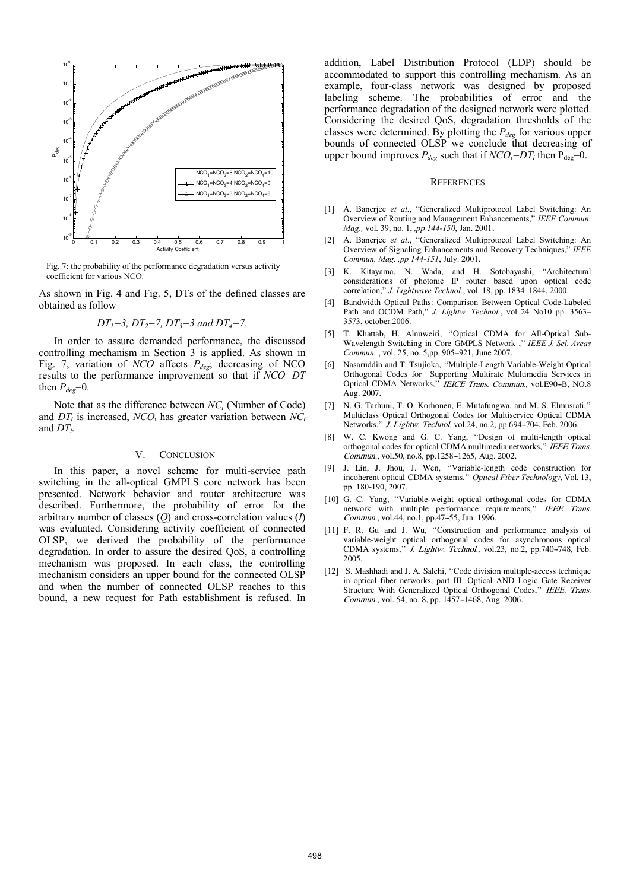$10^0$
$10^{-1}$
$10^{-2}$
$10^{-3}$
$10^{-4}$
$10^{-5}$
$10^{-6}$
$10^{-7}$
$10^{-8}$
$10^{-9}$
$P_{deg}$
0 0.1 0.2 0.3 0.4 0.5 0.6 0.7 0.8 0.9 1
Activity Coefficient
$NCO_1$=$NCO_3$=5 $NCO_2$=$NCO_4$=10
$NCO_1$=$NCO_3$=4 $NCO_2$=$NCO_4$=9
$NCO_1$=$NCO_3$=3 $NCO_2$=$NCO_4$=8

Fig. 7: the probability of the performance degradation versus activity coefficient for various NCO.

As shown in Fig. 4 and Fig. 5, DTs of the defined classes are obtained as follow

$$DT_1=3,\ DT_2=7,\ DT_3=3 \text{ and } DT_4=7.$$

In order to assure demanded performance, the discussed controlling mechanism in Section 3 is applied. As shown in Fig. 7, variation of *NCO* affects $P_{deg}$; decreasing of NCO results to the performance improvement so that if $NCO=DT$ then $P_{deg}$=0.

Note that as the difference between $NC_i$ (Number of Code) and $DT_i$ is increased, $NCO_i$ has greater variation between $NC_i$ and $DT_i$.

## V. Conclusion

In this paper, a novel scheme for multi-service path switching in the all-optical GMPLS core network has been presented. Network behavior and router architecture was described. Furthermore, the probability of error for the arbitrary number of classes ($Q$) and cross-correlation values ($I$) was evaluated. Considering activity coefficient of connected OLSP, we derived the probability of the performance degradation. In order to assure the desired QoS, a controlling mechanism was proposed. In each class, the controlling mechanism considers an upper bound for the connected OLSP and when the number of connected OLSP reaches to this bound, a new request for Path establishment is refused. In addition, Label Distribution Protocol (LDP) should be accommodated to support this controlling mechanism. As an example, four-class network was designed by proposed labeling scheme. The probabilities of error and the performance degradation of the designed network were plotted. Considering the desired QoS, degradation thresholds of the classes were determined. By plotting the $P_{deg}$ for various upper bounds of connected OLSP we conclude that decreasing of upper bound improves $P_{deg}$ such that if $NCO_i=DT_i$ then $P_{deg}$=0.

## References

[1] A. Banerjee *et al.*, "Generalized Multiprotocol Label Switching: An Overview of Routing and Management Enhancements," *IEEE Commun. Mag.,* vol. 39, no. 1, *,pp 144-150*, Jan. 2001.

[2] A. Banerjee *et al.*, "Generalized Multiprotocol Label Switching: An Overview of Signaling Enhancements and Recovery Techniques," *IEEE Commun. Mag. ,pp 144-151*, July. 2001.

[3] K. Kitayama, N. Wada, and H. Sotobayashi, "Architectural considerations of photonic IP router based upon optical code correlation," *J. Lightwave Technol.*, vol. 18, pp. 1834–1844, 2000.

[4] Bandwidth Optical Paths: Comparison Between Optical Code-Labeled Path and OCDM Path," *J. Lightw. Technol.*, vol 24 No10 pp. 3563–3573, october.2006.

[5] T. Khattab, H. Alnuweiri, ''Optical CDMA for All-Optical Sub-Wavelength Switching in Core GMPLS Network ,'' *IEEE J. Sel. Areas Commun.* , vol. 25, no. 5,pp. 905–921, June 2007.

[6] Nasaruddin and T. Tsujioka, ''Multiple-Length Variable-Weight Optical Orthogonal Codes for Supporting Multirate Multimedia Services in Optical CDMA Networks,'' *IEICE Trans. Commun.*, vol.E90–B, NO.8 Aug. 2007.

[7] N. G. Tarhuni, T. O. Korhonen, E. Mutafungwa, and M. S. Elmusrati,'' Multiclass Optical Orthogonal Codes for Multiservice Optical CDMA Networks,'' *J. Lightw. Technol.* vol.24, no.2, pp.694–704, Feb. 2006.

[8] W. C. Kwong and G. C. Yang, ''Design of multi-length optical orthogonal codes for optical CDMA multimedia networks,'' *IEEE Trans. Commun.*, vol.50, no.8, pp.1258–1265, Aug. 2002.

[9] J. Lin, J. Jhou, J. Wen, ''Variable-length code construction for incoherent optical CDMA systems,'' *Optical Fiber Technology*, Vol. 13, pp. 180-190, 2007.

[10] G. C. Yang, ''Variable-weight optical orthogonal codes for CDMA network with multiple performance requirements,'' *IEEE Trans. Commun.*, vol.44, no.1, pp.47–55, Jan. 1996.

[11] F. R. Gu and J. Wu, ''Construction and performance analysis of variable-weight optical orthogonal codes for asynchronous optical CDMA systems,'' *J. Lightw. Technol.*, vol.23, no.2, pp.740–748, Feb. 2005.

[12] S. Mashhadi and J. A. Salehi, ''Code division multiple-access technique in optical fiber networks, part III: Optical AND Logic Gate Receiver Structure With Generalized Optical Orthogonal Codes,'' *IEEE. Trans. Commun.*, vol. 54, no. 8, pp. 1457–1468, Aug. 2006.